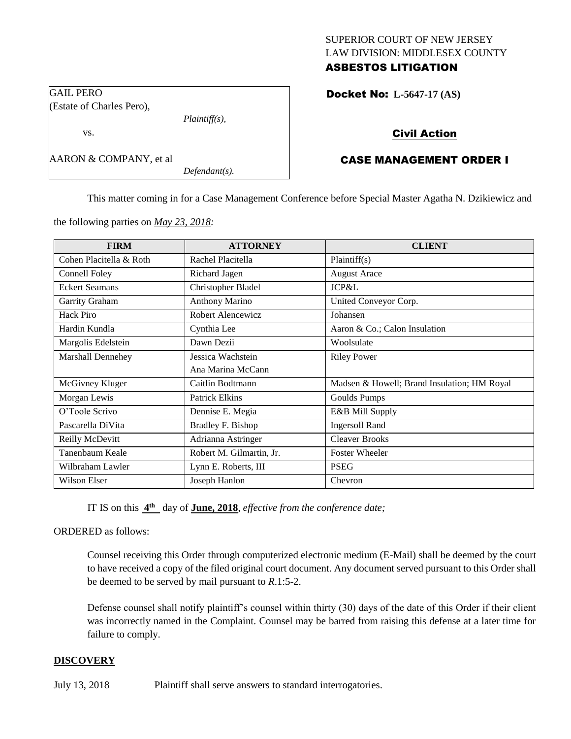SUPERIOR COURT OF NEW JERSEY
LAW DIVISION: MIDDLESEX COUNTY
**ASBESTOS LITIGATION**

GAIL PERO
(Estate of Charles Pero),

*Plaintiff(s),*

vs.

AARON & COMPANY, et al

*Defendant(s).*

**Docket No: L-5647-17 (AS)**

**Civil Action**

**CASE MANAGEMENT ORDER I**

This matter coming in for a Case Management Conference before Special Master Agatha N. Dzikiewicz and the following parties on *May 23, 2018:*

| FIRM | ATTORNEY | CLIENT |
|---|---|---|
| Cohen Placitella & Roth | Rachel Placitella | Plaintiff(s) |
| Connell Foley | Richard Jagen | August Arace |
| Eckert Seamans | Christopher Bladel | JCP&L |
| Garrity Graham | Anthony Marino | United Conveyor Corp. |
| Hack Piro | Robert Alencewicz | Johansen |
| Hardin Kundla | Cynthia Lee | Aaron & Co.; Calon Insulation |
| Margolis Edelstein | Dawn Dezii | Woolsulate |
| Marshall Dennehey | Jessica Wachstein<br>Ana Marina McCann | Riley Power |
| McGivney Kluger | Caitlin Bodtmann | Madsen & Howell; Brand Insulation; HM Royal |
| Morgan Lewis | Patrick Elkins | Goulds Pumps |
| O'Toole Scrivo | Dennise E. Megia | E&B Mill Supply |
| Pascarella DiVita | Bradley F. Bishop | Ingersoll Rand |
| Reilly McDevitt | Adrianna Astringer | Cleaver Brooks |
| Tanenbaum Keale | Robert M. Gilmartin, Jr. | Foster Wheeler |
| Wilbraham Lawler | Lynn E. Roberts, III | PSEG |
| Wilson Elser | Joseph Hanlon | Chevron |

IT IS on this **4th** day of **June, 2018**, *effective from the conference date;*

ORDERED as follows:

Counsel receiving this Order through computerized electronic medium (E-Mail) shall be deemed by the court to have received a copy of the filed original court document. Any document served pursuant to this Order shall be deemed to be served by mail pursuant to *R*.1:5-2.

Defense counsel shall notify plaintiff's counsel within thirty (30) days of the date of this Order if their client was incorrectly named in the Complaint. Counsel may be barred from raising this defense at a later time for failure to comply.

**DISCOVERY**

July 13, 2018 Plaintiff shall serve answers to standard interrogatories.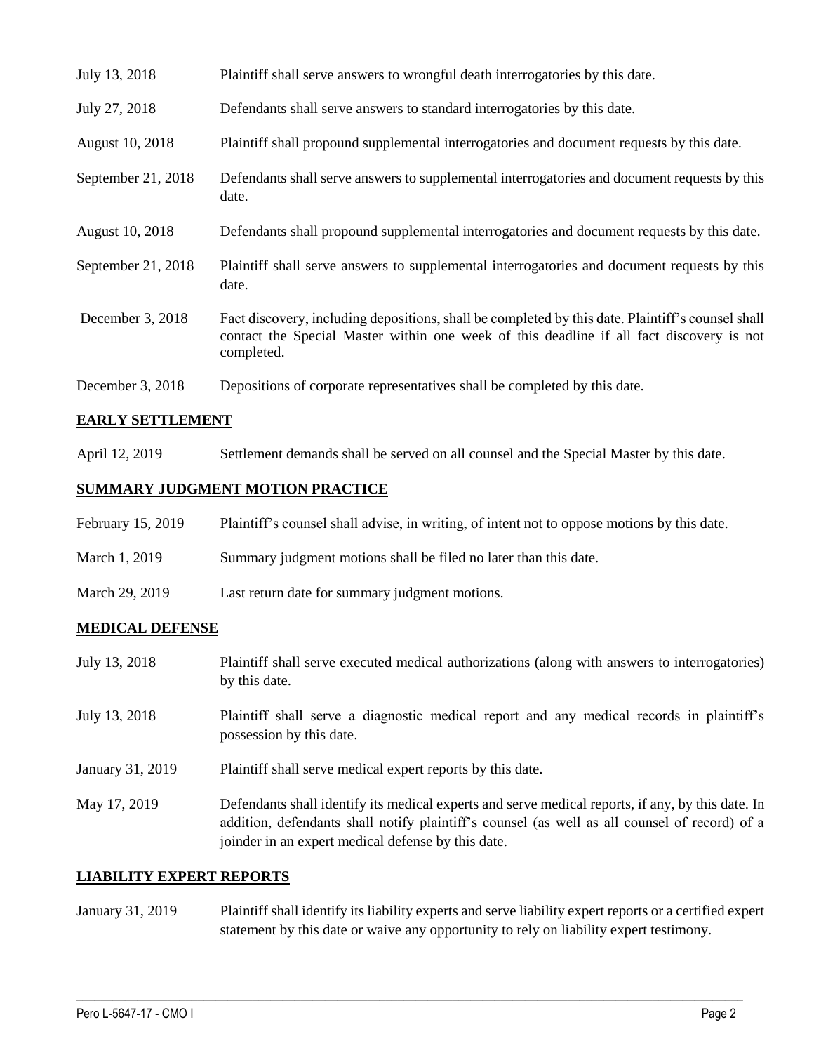| | |
|---|---|
| July 13, 2018 | Plaintiff shall serve answers to wrongful death interrogatories by this date. |
| July 27, 2018 | Defendants shall serve answers to standard interrogatories by this date. |
| August 10, 2018 | Plaintiff shall propound supplemental interrogatories and document requests by this date. |
| September 21, 2018 | Defendants shall serve answers to supplemental interrogatories and document requests by this date. |
| August 10, 2018 | Defendants shall propound supplemental interrogatories and document requests by this date. |
| September 21, 2018 | Plaintiff shall serve answers to supplemental interrogatories and document requests by this date. |
| December 3, 2018 | Fact discovery, including depositions, shall be completed by this date. Plaintiff's counsel shall contact the Special Master within one week of this deadline if all fact discovery is not completed. |
| December 3, 2018 | Depositions of corporate representatives shall be completed by this date. |

## EARLY SETTLEMENT

| | |
|---|---|
| April 12, 2019 | Settlement demands shall be served on all counsel and the Special Master by this date. |

## SUMMARY JUDGMENT MOTION PRACTICE

| | |
|---|---|
| February 15, 2019 | Plaintiff's counsel shall advise, in writing, of intent not to oppose motions by this date. |
| March 1, 2019 | Summary judgment motions shall be filed no later than this date. |
| March 29, 2019 | Last return date for summary judgment motions. |

## MEDICAL DEFENSE

| | |
|---|---|
| July 13, 2018 | Plaintiff shall serve executed medical authorizations (along with answers to interrogatories) by this date. |
| July 13, 2018 | Plaintiff shall serve a diagnostic medical report and any medical records in plaintiff's possession by this date. |
| January 31, 2019 | Plaintiff shall serve medical expert reports by this date. |
| May 17, 2019 | Defendants shall identify its medical experts and serve medical reports, if any, by this date. In addition, defendants shall notify plaintiff's counsel (as well as all counsel of record) of a joinder in an expert medical defense by this date. |

## LIABILITY EXPERT REPORTS

| | |
|---|---|
| January 31, 2019 | Plaintiff shall identify its liability experts and serve liability expert reports or a certified expert statement by this date or waive any opportunity to rely on liability expert testimony. |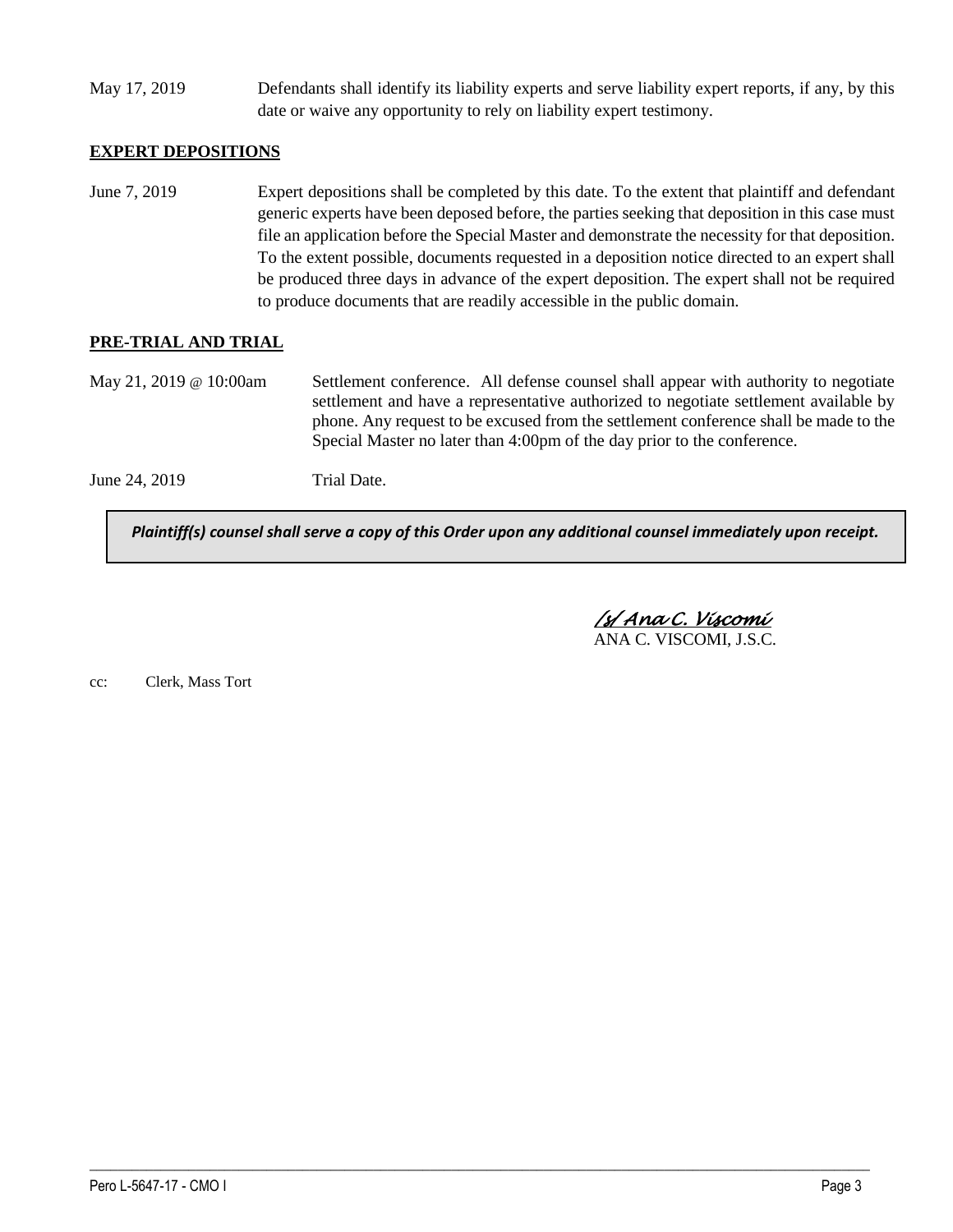| | |
|---|---|
| May 17, 2019 | Defendants shall identify its liability experts and serve liability expert reports, if any, by this date or waive any opportunity to rely on liability expert testimony. |

**EXPERT DEPOSITIONS**

| | |
|---|---|
| June 7, 2019 | Expert depositions shall be completed by this date. To the extent that plaintiff and defendant generic experts have been deposed before, the parties seeking that deposition in this case must file an application before the Special Master and demonstrate the necessity for that deposition. To the extent possible, documents requested in a deposition notice directed to an expert shall be produced three days in advance of the expert deposition. The expert shall not be required to produce documents that are readily accessible in the public domain. |

**PRE-TRIAL AND TRIAL**

| | |
|---|---|
| May 21, 2019 @ 10:00am | Settlement conference. All defense counsel shall appear with authority to negotiate settlement and have a representative authorized to negotiate settlement available by phone. Any request to be excused from the settlement conference shall be made to the Special Master no later than 4:00pm of the day prior to the conference. |
| June 24, 2019 | Trial Date. |

***Plaintiff(s) counsel shall serve a copy of this Order upon any additional counsel immediately upon receipt.***

/s/ Ana C. Viscomi
ANA C. VISCOMI, J.S.C.

cc: Clerk, Mass Tort